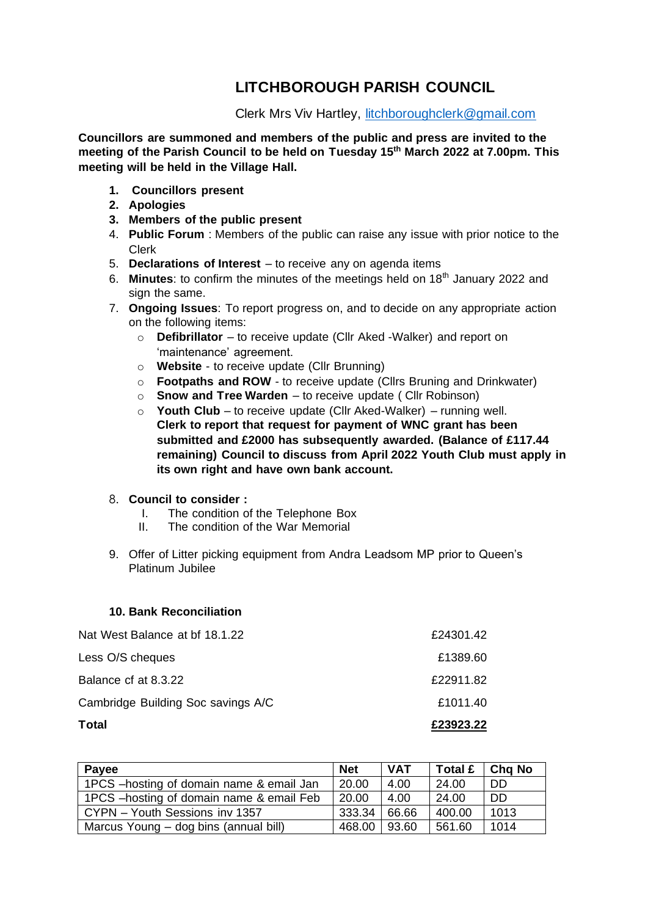# LITCHBOROUGH PARISH COUNCIL

Clerk Mrs Viv Hartley, litchboroughclerk@gmail.com

**Councillors are summoned and members of the public and press are invited to the meeting of the Parish Council to be held on Tuesday 15th March 2022 at 7.00pm. This meeting will be held in the Village Hall.**

1. **Councillors present**
2. **Apologies**
3. **Members of the public present**
4. **Public Forum** : Members of the public can raise any issue with prior notice to the Clerk
5. **Declarations of Interest** – to receive any on agenda items
6. **Minutes**: to confirm the minutes of the meetings held on 18th January 2022 and sign the same.
7. **Ongoing Issues**: To report progress on, and to decide on any appropriate action on the following items:
   - **Defibrillator** – to receive update (Cllr Aked -Walker) and report on 'maintenance' agreement.
   - **Website** - to receive update (Cllr Brunning)
   - **Footpaths and ROW** - to receive update (Cllrs Bruning and Drinkwater)
   - **Snow and Tree Warden** – to receive update ( Cllr Robinson)
   - **Youth Club** – to receive update (Cllr Aked-Walker) – running well. **Clerk to report that request for payment of WNC grant has been submitted and £2000 has subsequently awarded. (Balance of £117.44 remaining) Council to discuss from April 2022 Youth Club must apply in its own right and have own bank account.**
8. **Council to consider :**
   I. The condition of the Telephone Box
   II. The condition of the War Memorial
9. Offer of Litter picking equipment from Andra Leadsom MP prior to Queen's Platinum Jubilee

**10. Bank Reconciliation**

| | |
|---|---|
| Nat West Balance at bf 18.1.22 | £24301.42 |
| Less O/S cheques | £1389.60 |
| Balance cf at 8.3.22 | £22911.82 |
| Cambridge Building Soc savings A/C | £1011.40 |
| **Total** | **£23923.22** |

| Payee | Net | VAT | Total £ | Chq No |
|---|---|---|---|---|
| 1PCS –hosting of domain name & email Jan | 20.00 | 4.00 | 24.00 | DD |
| 1PCS –hosting of domain name & email Feb | 20.00 | 4.00 | 24.00 | DD |
| CYPN – Youth Sessions inv 1357 | 333.34 | 66.66 | 400.00 | 1013 |
| Marcus Young – dog bins (annual bill) | 468.00 | 93.60 | 561.60 | 1014 |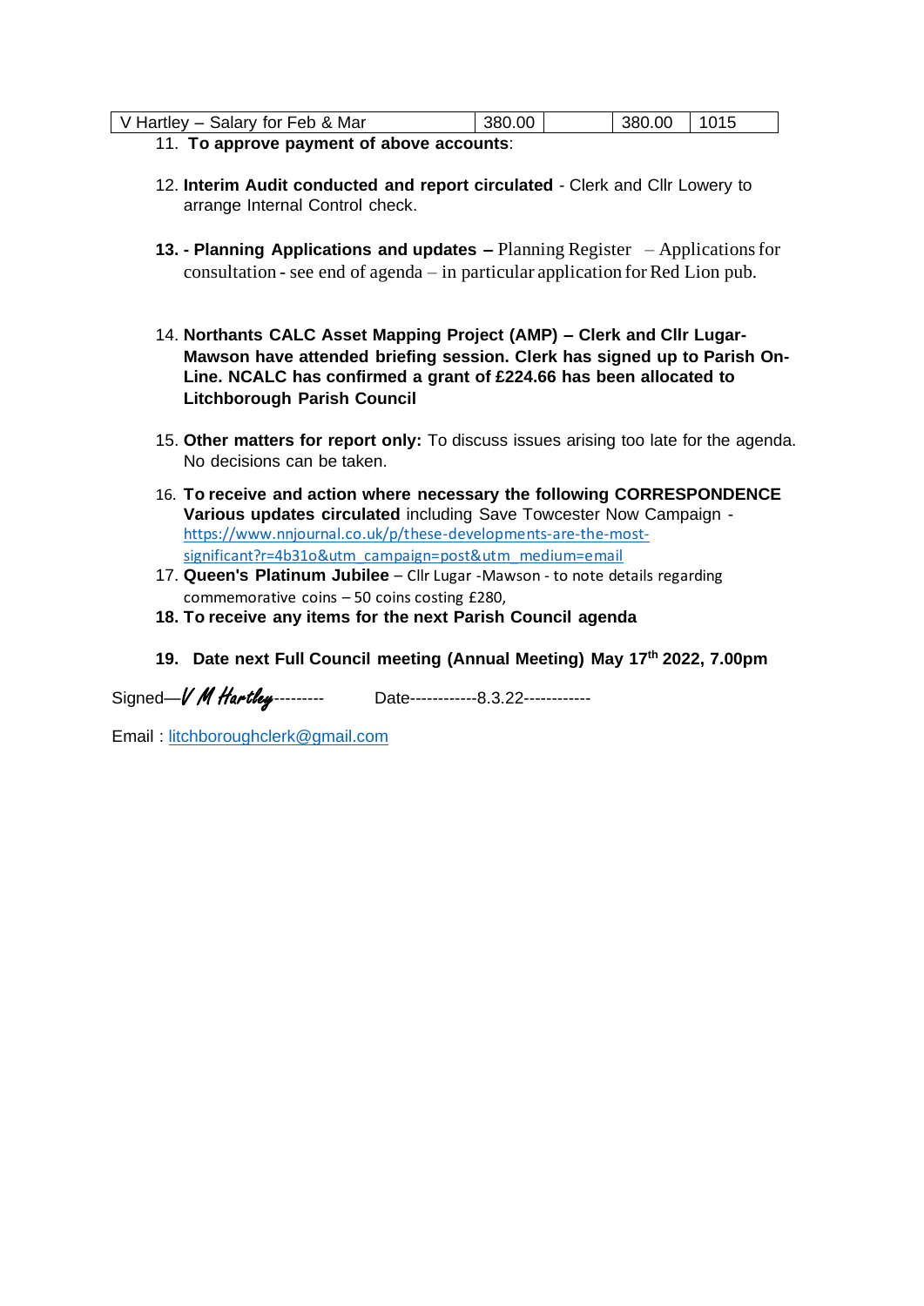| V Hartley – Salary for Feb & Mar | 380.00 | | 380.00 | 1015 |
|---|---|---|---|---|

11. **To approve payment of above accounts**:

12. **Interim Audit conducted and report circulated** - Clerk and Cllr Lowery to arrange Internal Control check.

13. **- Planning Applications and updates –** Planning Register – Applications for consultation - see end of agenda – in particular application for Red Lion pub.

14. **Northants CALC Asset Mapping Project (AMP) – Clerk and Cllr Lugar-Mawson have attended briefing session. Clerk has signed up to Parish On-Line. NCALC has confirmed a grant of £224.66 has been allocated to Litchborough Parish Council**

15. **Other matters for report only:** To discuss issues arising too late for the agenda. No decisions can be taken.

16. **To receive and action where necessary the following CORRESPONDENCE Various updates circulated** including Save Towcester Now Campaign - https://www.nnjournal.co.uk/p/these-developments-are-the-most-significant?r=4b31o&utm_campaign=post&utm_medium=email

17. **Queen's Platinum Jubilee** – Cllr Lugar -Mawson - to note details regarding commemorative coins – 50 coins costing £280,

18. **To receive any items for the next Parish Council agenda**

19. **Date next Full Council meeting (Annual Meeting) May 17th 2022, 7.00pm**

Signed—*V M Hartley*--------- Date------------8.3.22------------

Email : litchboroughclerk@gmail.com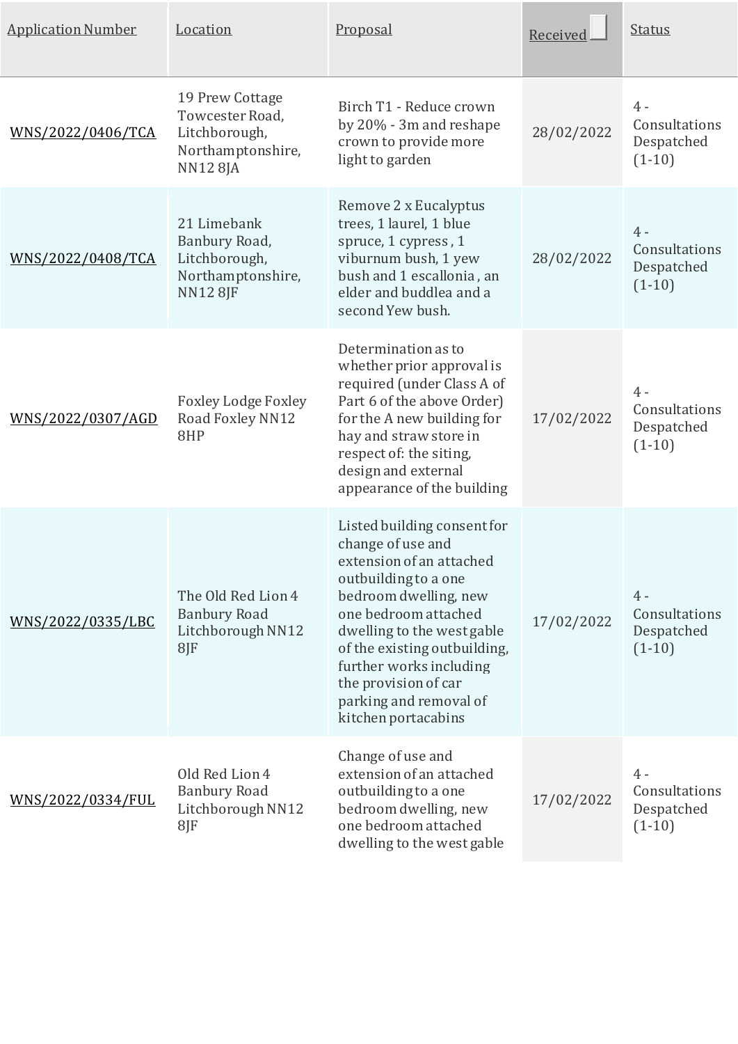| Application Number | Location | Proposal | Received | Status |
|---|---|---|---|---|
| WNS/2022/0406/TCA | 19 Prew Cottage Towcester Road, Litchborough, Northamptonshire, NN12 8JA | Birch T1 - Reduce crown by 20% - 3m and reshape crown to provide more light to garden | 28/02/2022 | 4 - Consultations Despatched (1-10) |
| WNS/2022/0408/TCA | 21 Limebank Banbury Road, Litchborough, Northamptonshire, NN12 8JF | Remove 2 x Eucalyptus trees, 1 laurel, 1 blue spruce, 1 cypress , 1 viburnum bush, 1 yew bush and 1 escallonia , an elder and buddlea and a second Yew bush. | 28/02/2022 | 4 - Consultations Despatched (1-10) |
| WNS/2022/0307/AGD | Foxley Lodge Foxley Road Foxley NN12 8HP | Determination as to whether prior approval is required (under Class A of Part 6 of the above Order) for the A new building for hay and straw store in respect of: the siting, design and external appearance of the building | 17/02/2022 | 4 - Consultations Despatched (1-10) |
| WNS/2022/0335/LBC | The Old Red Lion 4 Banbury Road Litchborough NN12 8JF | Listed building consent for change of use and extension of an attached outbuilding to a one bedroom dwelling, new one bedroom attached dwelling to the west gable of the existing outbuilding, further works including the provision of car parking and removal of kitchen portacabins | 17/02/2022 | 4 - Consultations Despatched (1-10) |
| WNS/2022/0334/FUL | Old Red Lion 4 Banbury Road Litchborough NN12 8JF | Change of use and extension of an attached outbuilding to a one bedroom dwelling, new one bedroom attached dwelling to the west gable | 17/02/2022 | 4 - Consultations Despatched (1-10) |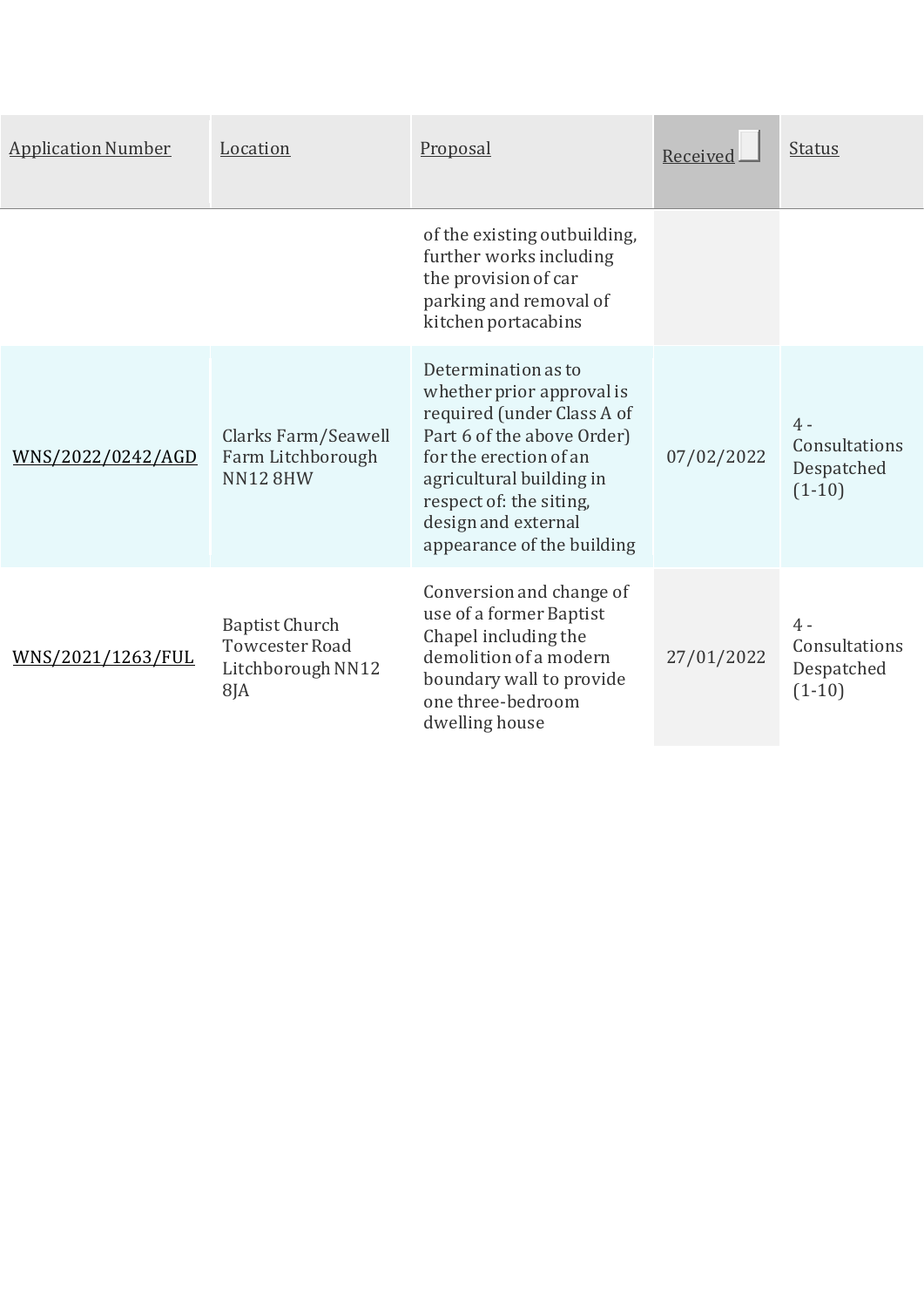| Application Number | Location | Proposal | Received | Status |
| --- | --- | --- | --- | --- |
| | | of the existing outbuilding, further works including the provision of car parking and removal of kitchen portacabins | | |
| WNS/2022/0242/AGD | Clarks Farm/Seawell Farm Litchborough NN12 8HW | Determination as to whether prior approval is required (under Class A of Part 6 of the above Order) for the erection of an agricultural building in respect of: the siting, design and external appearance of the building | 07/02/2022 | 4 - Consultations Despatched (1-10) |
| WNS/2021/1263/FUL | Baptist Church Towcester Road Litchborough NN12 8JA | Conversion and change of use of a former Baptist Chapel including the demolition of a modern boundary wall to provide one three-bedroom dwelling house | 27/01/2022 | 4 - Consultations Despatched (1-10) |